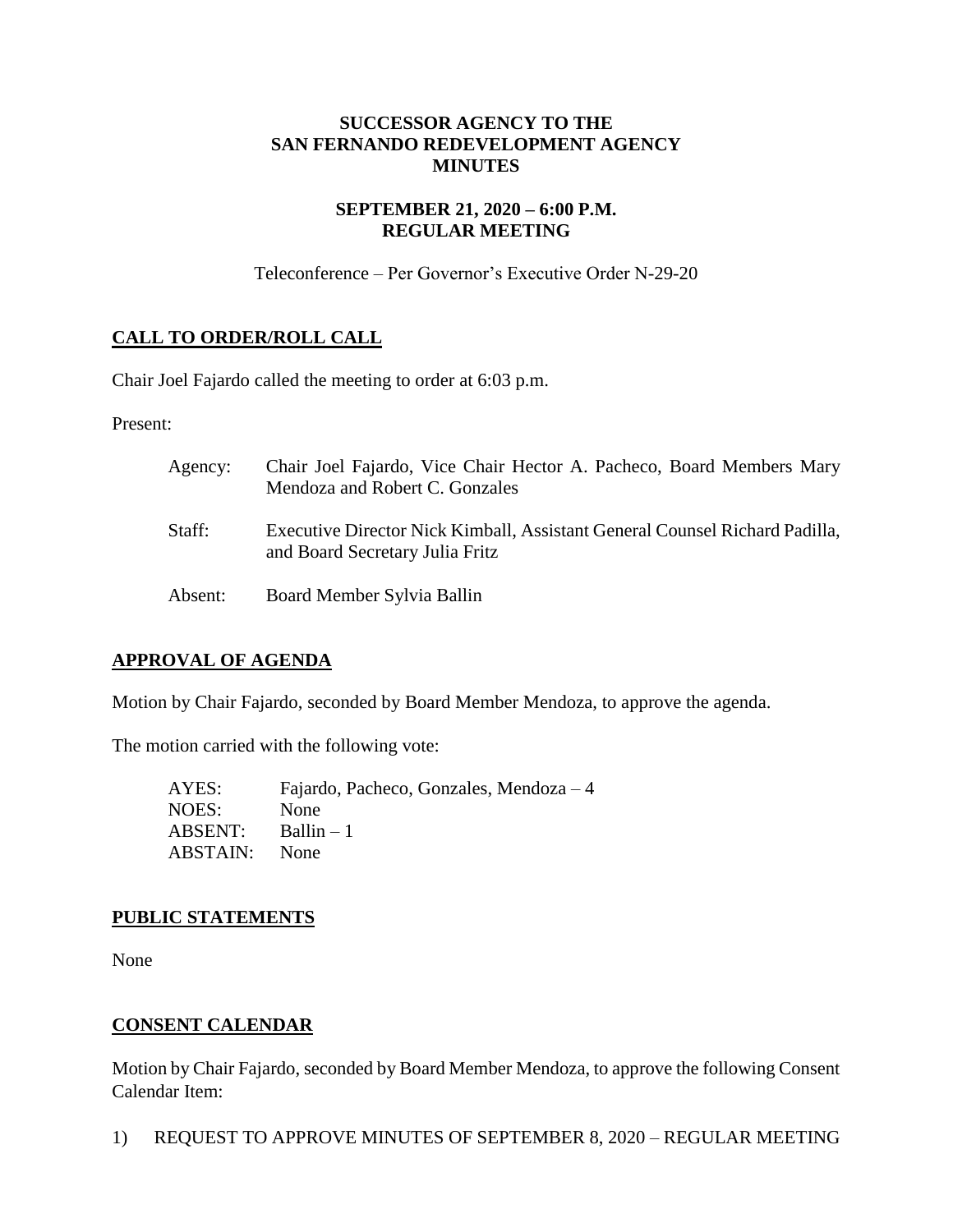**SUCCESSOR AGENCY TO THE**
**SAN FERNANDO REDEVELOPMENT AGENCY**
**MINUTES**

**SEPTEMBER 21, 2020 – 6:00 P.M.**
**REGULAR MEETING**

Teleconference – Per Governor's Executive Order N-29-20

## CALL TO ORDER/ROLL CALL

Chair Joel Fajardo called the meeting to order at 6:03 p.m.

Present:

| | |
|---|---|
| Agency: | Chair Joel Fajardo, Vice Chair Hector A. Pacheco, Board Members Mary Mendoza and Robert C. Gonzales |
| Staff: | Executive Director Nick Kimball, Assistant General Counsel Richard Padilla, and Board Secretary Julia Fritz |
| Absent: | Board Member Sylvia Ballin |

## APPROVAL OF AGENDA

Motion by Chair Fajardo, seconded by Board Member Mendoza, to approve the agenda.

The motion carried with the following vote:

| | |
|---|---|
| AYES: | Fajardo, Pacheco, Gonzales, Mendoza – 4 |
| NOES: | None |
| ABSENT: | Ballin – 1 |
| ABSTAIN: | None |

## PUBLIC STATEMENTS

None

## CONSENT CALENDAR

Motion by Chair Fajardo, seconded by Board Member Mendoza, to approve the following Consent Calendar Item:

1) REQUEST TO APPROVE MINUTES OF SEPTEMBER 8, 2020 – REGULAR MEETING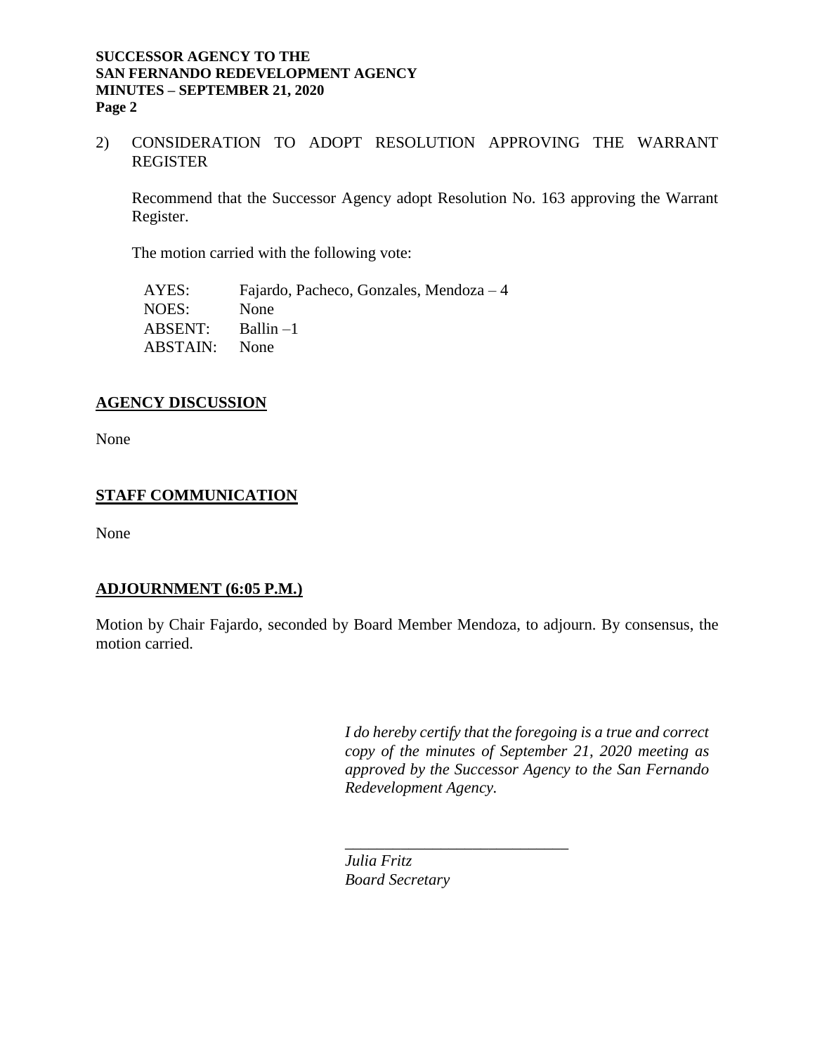2) CONSIDERATION TO ADOPT RESOLUTION APPROVING THE WARRANT REGISTER

   Recommend that the Successor Agency adopt Resolution No. 163 approving the Warrant Register.

   The motion carried with the following vote:

   AYES: Fajardo, Pacheco, Gonzales, Mendoza – 4
   NOES: None
   ABSENT: Ballin –1
   ABSTAIN: None

## AGENCY DISCUSSION

None

## STAFF COMMUNICATION

None

## ADJOURNMENT (6:05 P.M.)

Motion by Chair Fajardo, seconded by Board Member Mendoza, to adjourn. By consensus, the motion carried.

*I do hereby certify that the foregoing is a true and correct copy of the minutes of September 21, 2020 meeting as approved by the Successor Agency to the San Fernando Redevelopment Agency.*

\_\_\_\_\_\_\_\_\_\_\_\_\_\_\_\_\_\_\_\_\_\_\_\_\_\_\_\_

*Julia Fritz*
*Board Secretary*